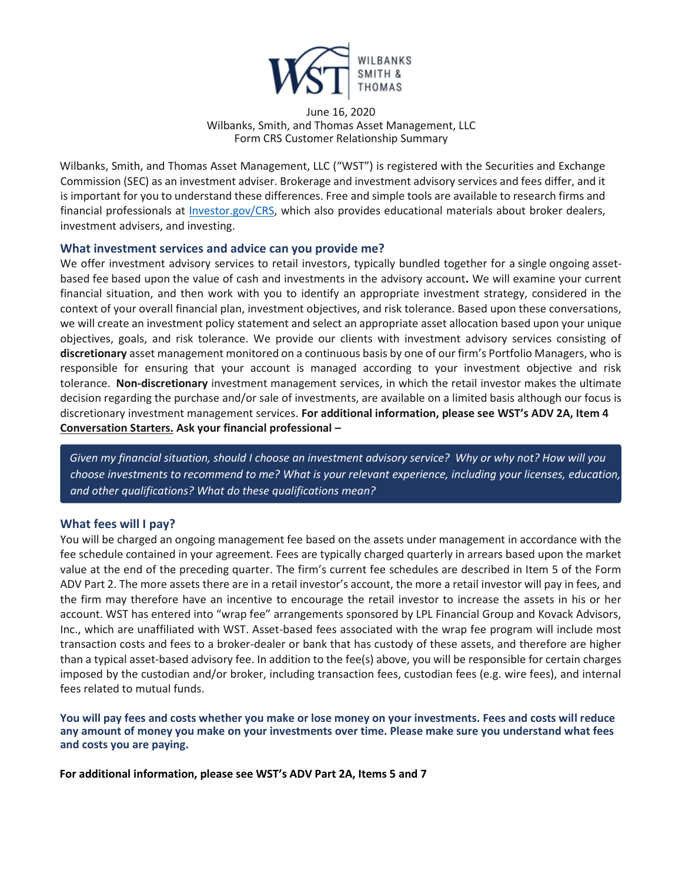June 16, 2020
Wilbanks, Smith, and Thomas Asset Management, LLC
Form CRS Customer Relationship Summary

Wilbanks, Smith, and Thomas Asset Management, LLC ("WST") is registered with the Securities and Exchange Commission (SEC) as an investment adviser. Brokerage and investment advisory services and fees differ, and it is important for you to understand these differences. Free and simple tools are available to research firms and financial professionals at Investor.gov/CRS, which also provides educational materials about broker dealers, investment advisers, and investing.

## What investment services and advice can you provide me?

We offer investment advisory services to retail investors, typically bundled together for a single ongoing asset-based fee based upon the value of cash and investments in the advisory account**.** We will examine your current financial situation, and then work with you to identify an appropriate investment strategy, considered in the context of your overall financial plan, investment objectives, and risk tolerance. Based upon these conversations, we will create an investment policy statement and select an appropriate asset allocation based upon your unique objectives, goals, and risk tolerance. We provide our clients with investment advisory services consisting of **discretionary** asset management monitored on a continuous basis by one of our firm's Portfolio Managers, who is responsible for ensuring that your account is managed according to your investment objective and risk tolerance. **Non-discretionary** investment management services, in which the retail investor makes the ultimate decision regarding the purchase and/or sale of investments, are available on a limited basis although our focus is discretionary investment management services. **For additional information, please see WST's ADV 2A, Item 4**
**Conversation Starters. Ask your financial professional –**

*Given my financial situation, should I choose an investment advisory service? Why or why not? How will you choose investments to recommend to me? What is your relevant experience, including your licenses, education, and other qualifications? What do these qualifications mean?*

## What fees will I pay?

You will be charged an ongoing management fee based on the assets under management in accordance with the fee schedule contained in your agreement. Fees are typically charged quarterly in arrears based upon the market value at the end of the preceding quarter. The firm's current fee schedules are described in Item 5 of the Form ADV Part 2. The more assets there are in a retail investor's account, the more a retail investor will pay in fees, and the firm may therefore have an incentive to encourage the retail investor to increase the assets in his or her account. WST has entered into "wrap fee" arrangements sponsored by LPL Financial Group and Kovack Advisors, Inc., which are unaffiliated with WST. Asset-based fees associated with the wrap fee program will include most transaction costs and fees to a broker-dealer or bank that has custody of these assets, and therefore are higher than a typical asset-based advisory fee. In addition to the fee(s) above, you will be responsible for certain charges imposed by the custodian and/or broker, including transaction fees, custodian fees (e.g. wire fees), and internal fees related to mutual funds.

**You will pay fees and costs whether you make or lose money on your investments. Fees and costs will reduce any amount of money you make on your investments over time. Please make sure you understand what fees and costs you are paying.**

**For additional information, please see WST's ADV Part 2A, Items 5 and 7**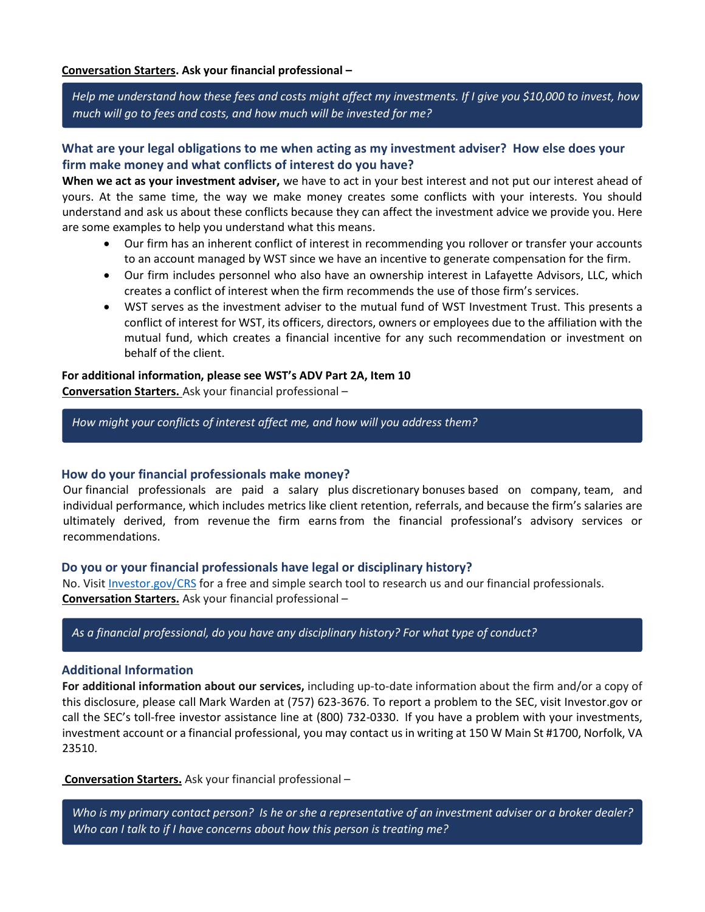**Conversation Starters. Ask your financial professional –**

> *Help me understand how these fees and costs might affect my investments. If I give you $10,000 to invest, how much will go to fees and costs, and how much will be invested for me?*

### What are your legal obligations to me when acting as my investment adviser? How else does your firm make money and what conflicts of interest do you have?

**When we act as your investment adviser,** we have to act in your best interest and not put our interest ahead of yours. At the same time, the way we make money creates some conflicts with your interests. You should understand and ask us about these conflicts because they can affect the investment advice we provide you. Here are some examples to help you understand what this means.

- Our firm has an inherent conflict of interest in recommending you rollover or transfer your accounts to an account managed by WST since we have an incentive to generate compensation for the firm.
- Our firm includes personnel who also have an ownership interest in Lafayette Advisors, LLC, which creates a conflict of interest when the firm recommends the use of those firm's services.
- WST serves as the investment adviser to the mutual fund of WST Investment Trust. This presents a conflict of interest for WST, its officers, directors, owners or employees due to the affiliation with the mutual fund, which creates a financial incentive for any such recommendation or investment on behalf of the client.

**For additional information, please see WST's ADV Part 2A, Item 10**

**Conversation Starters.** Ask your financial professional –

> *How might your conflicts of interest affect me, and how will you address them?*

### How do your financial professionals make money?

Our financial professionals are paid a salary plus discretionary bonuses based on company, team, and individual performance, which includes metrics like client retention, referrals, and because the firm's salaries are ultimately derived, from revenue the firm earns from the financial professional's advisory services or recommendations.

### Do you or your financial professionals have legal or disciplinary history?

No. Visit [Investor.gov/CRS](Investor.gov/CRS) for a free and simple search tool to research us and our financial professionals.

**Conversation Starters.** Ask your financial professional –

> *As a financial professional, do you have any disciplinary history? For what type of conduct?*

### Additional Information

**For additional information about our services,** including up-to-date information about the firm and/or a copy of this disclosure, please call Mark Warden at (757) 623-3676. To report a problem to the SEC, visit Investor.gov or call the SEC's toll-free investor assistance line at (800) 732-0330. If you have a problem with your investments, investment account or a financial professional, you may contact us in writing at 150 W Main St #1700, Norfolk, VA 23510.

**Conversation Starters.** Ask your financial professional –

> *Who is my primary contact person? Is he or she a representative of an investment adviser or a broker dealer? Who can I talk to if I have concerns about how this person is treating me?*